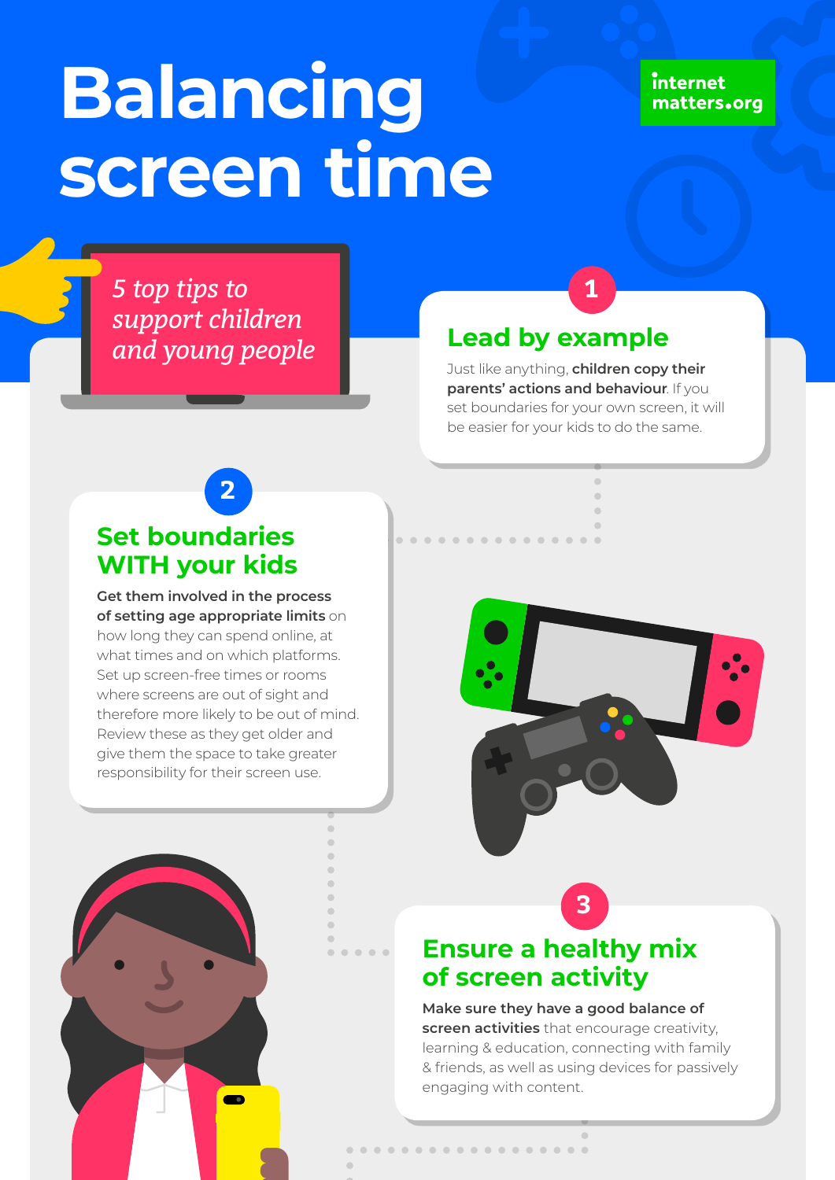# Balancing screen time

internet matters.org

*5 top tips to support children and young people*

## 1 Lead by example

Just like anything, **children copy their parents' actions and behaviour**. If you set boundaries for your own screen, it will be easier for your kids to do the same.

## 2 Set boundaries WITH your kids

**Get them involved in the process of setting age appropriate limits** on how long they can spend online, at what times and on which platforms. Set up screen-free times or rooms where screens are out of sight and therefore more likely to be out of mind. Review these as they get older and give them the space to take greater responsibility for their screen use.

## 3 Ensure a healthy mix of screen activity

**Make sure they have a good balance of screen activities** that encourage creativity, learning & education, connecting with family & friends, as well as using devices for passively engaging with content.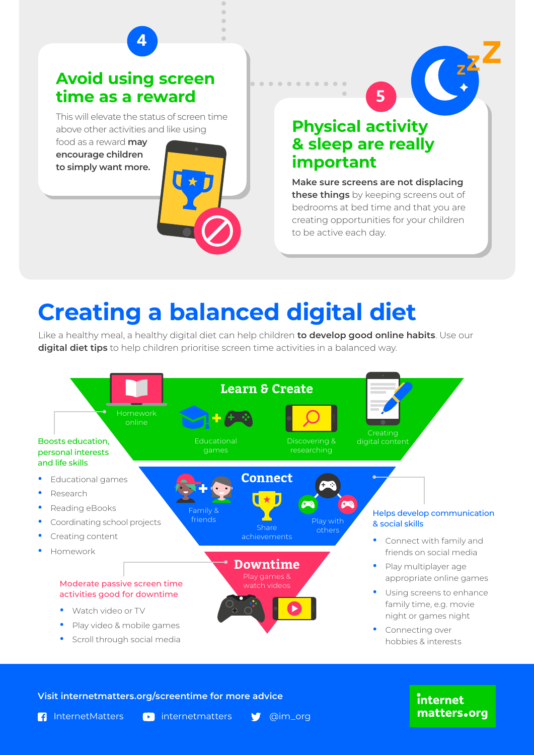4

## Avoid using screen time as a reward

This will elevate the status of screen time above other activities and like using food as a reward **may encourage children to simply want more.**

5

## Physical activity & sleep are really important

**Make sure screens are not displacing these things** by keeping screens out of bedrooms at bed time and that you are creating opportunities for your children to be active each day.

# Creating a balanced digital diet

Like a healthy meal, a healthy digital diet can help children **to develop good online habits**. Use our **digital diet tips** to help children prioritise screen time activities in a balanced way.

### Learn & Create

Homework online

Educational games

Discovering & researching

Creating digital content

**Boosts education, personal interests and life skills**

- Educational games
- Research
- Reading eBooks
- Coordinating school projects
- Creating content
- Homework

### Connect

Family & friends

Share achievements

Play with others

**Helps develop communication & social skills**

- Connect with family and friends on social media
- Play multiplayer age appropriate online games
- Using screens to enhance family time, e.g. movie night or games night
- Connecting over hobbies & interests

### Downtime

Play games & watch videos

**Moderate passive screen time activities good for downtime**

- Watch video or TV
- Play video & mobile games
- Scroll through social media

Visit internetmatters.org/screentime for more advice

InternetMatters internetmatters @im_org

internet matters.org